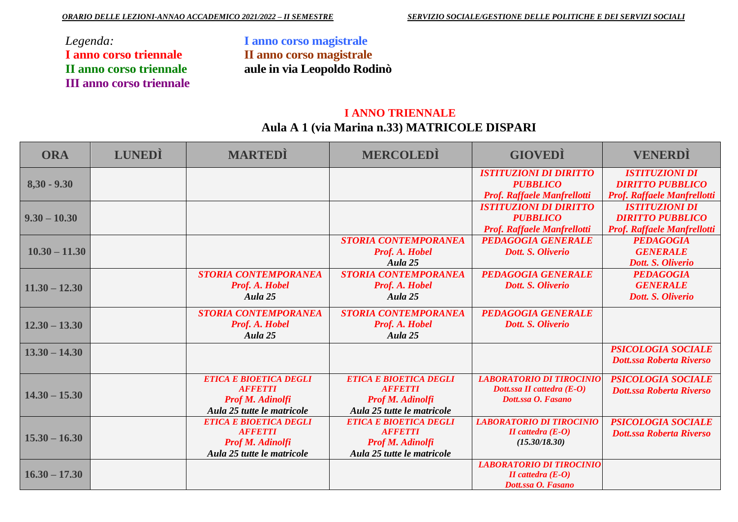*ORARIO DELLE LEZIONI-ANNAO ACCADEMICO 2021/2022 – II SEMESTRE*

*SERVIZIO SOCIALE/GESTIONE DELLE POLITICHE E DEI SERVIZI SOCIALI*

*Legenda:*
**I anno corso triennale**
**II anno corso triennale**
**III anno corso triennale**
**I anno corso magistrale**
**II anno corso magistrale**
**aule in via Leopoldo Rodinò**

## I ANNO TRIENNALE
## Aula A 1 (via Marina n.33) MATRICOLE DISPARI

| ORA | LUNEDÌ | MARTEDÌ | MERCOLEDÌ | GIOVEDÌ | VENERDÌ |
|---|---|---|---|---|---|
| 8,30 - 9.30 | | | | *ISTITUZIONI DI DIRITTO PUBBLICO Prof. Raffaele Manfrellotti* | *ISTITUZIONI DI DIRITTO PUBBLICO Prof. Raffaele Manfrellotti* |
| 9.30 – 10.30 | | | | *ISTITUZIONI DI DIRITTO PUBBLICO Prof. Raffaele Manfrellotti* | *ISTITUZIONI DI DIRITTO PUBBLICO Prof. Raffaele Manfrellotti* |
| 10.30 – 11.30 | | | *STORIA CONTEMPORANEA Prof. A. Hobel Aula 25* | *PEDAGOGIA GENERALE Dott. S. Oliverio* | *PEDAGOGIA GENERALE Dott. S. Oliverio* |
| 11.30 – 12.30 | | *STORIA CONTEMPORANEA Prof. A. Hobel Aula 25* | *STORIA CONTEMPORANEA Prof. A. Hobel Aula 25* | *PEDAGOGIA GENERALE Dott. S. Oliverio* | *PEDAGOGIA GENERALE Dott. S. Oliverio* |
| 12.30 – 13.30 | | *STORIA CONTEMPORANEA Prof. A. Hobel Aula 25* | *STORIA CONTEMPORANEA Prof. A. Hobel Aula 25* | *PEDAGOGIA GENERALE Dott. S. Oliverio* | |
| 13.30 – 14.30 | | | | | *PSICOLOGIA SOCIALE Dott.ssa Roberta Riverso* |
| 14.30 – 15.30 | | *ETICA E BIOETICA DEGLI AFFETTI Prof M. Adinolfi Aula 25 tutte le matricole* | *ETICA E BIOETICA DEGLI AFFETTI Prof M. Adinolfi Aula 25 tutte le matricole* | *LABORATORIO DI TIROCINIO Dott.ssa II cattedra (E-O) Dott.ssa O. Fasano* | *PSICOLOGIA SOCIALE Dott.ssa Roberta Riverso* |
| 15.30 – 16.30 | | *ETICA E BIOETICA DEGLI AFFETTI Prof M. Adinolfi Aula 25 tutte le matricole* | *ETICA E BIOETICA DEGLI AFFETTI Prof M. Adinolfi Aula 25 tutte le matricole* | *LABORATORIO DI TIROCINIO II cattedra (E-O) (15.30/18.30)* | *PSICOLOGIA SOCIALE Dott.ssa Roberta Riverso* |
| 16.30 – 17.30 | | | | *LABORATORIO DI TIROCINIO II cattedra (E-O) Dott.ssa O. Fasano* | |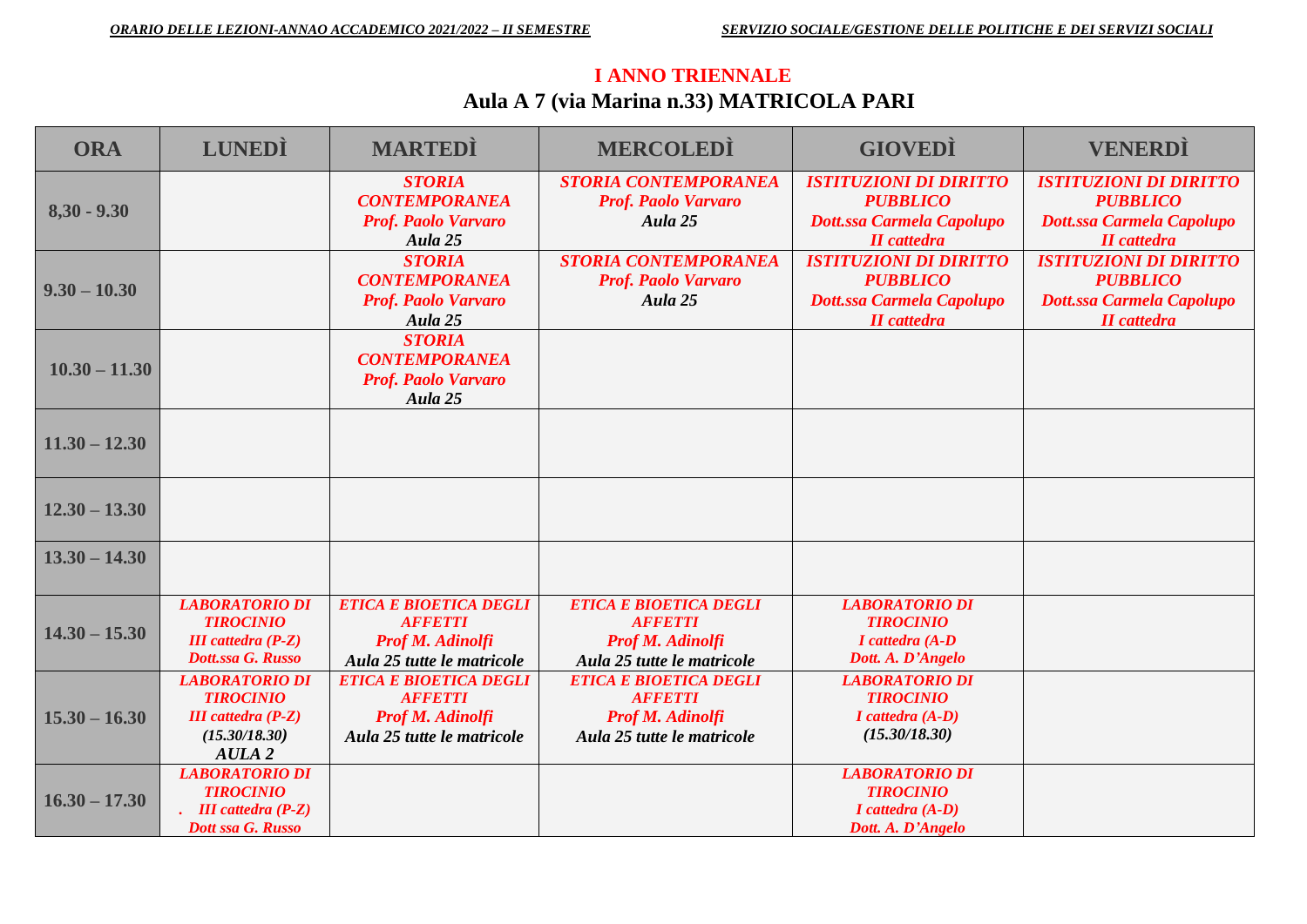## I ANNO TRIENNALE

### Aula A 7 (via Marina n.33) MATRICOLA PARI

| ORA | LUNEDÌ | MARTEDÌ | MERCOLEDÌ | GIOVEDÌ | VENERDÌ |
|---|---|---|---|---|---|
| 8,30 - 9.30 | | *STORIA CONTEMPORANEA Prof. Paolo Varvaro Aula 25* | *STORIA CONTEMPORANEA Prof. Paolo Varvaro Aula 25* | *ISTITUZIONI DI DIRITTO PUBBLICO Dott.ssa Carmela Capolupo II cattedra* | *ISTITUZIONI DI DIRITTO PUBBLICO Dott.ssa Carmela Capolupo II cattedra* |
| 9.30 – 10.30 | | *STORIA CONTEMPORANEA Prof. Paolo Varvaro Aula 25* | *STORIA CONTEMPORANEA Prof. Paolo Varvaro Aula 25* | *ISTITUZIONI DI DIRITTO PUBBLICO Dott.ssa Carmela Capolupo II cattedra* | *ISTITUZIONI DI DIRITTO PUBBLICO Dott.ssa Carmela Capolupo II cattedra* |
| 10.30 – 11.30 | | *STORIA CONTEMPORANEA Prof. Paolo Varvaro Aula 25* | | | |
| 11.30 – 12.30 | | | | | |
| 12.30 – 13.30 | | | | | |
| 13.30 – 14.30 | | | | | |
| 14.30 – 15.30 | *LABORATORIO DI TIROCINIO III cattedra (P-Z) Dott.ssa G. Russo* | *ETICA E BIOETICA DEGLI AFFETTI Prof M. Adinolfi Aula 25 tutte le matricole* | *ETICA E BIOETICA DEGLI AFFETTI Prof M. Adinolfi Aula 25 tutte le matricole* | *LABORATORIO DI TIROCINIO I cattedra (A-D Dott. A. D'Angelo* | |
| 15.30 – 16.30 | *LABORATORIO DI TIROCINIO III cattedra (P-Z) (15.30/18.30) AULA 2* | *ETICA E BIOETICA DEGLI AFFETTI Prof M. Adinolfi Aula 25 tutte le matricole* | *ETICA E BIOETICA DEGLI AFFETTI Prof M. Adinolfi Aula 25 tutte le matricole* | *LABORATORIO DI TIROCINIO I cattedra (A-D) (15.30/18.30)* | |
| 16.30 – 17.30 | *LABORATORIO DI TIROCINIO . III cattedra (P-Z) Dott ssa G. Russo* | | | *LABORATORIO DI TIROCINIO I cattedra (A-D) Dott. A. D'Angelo* | |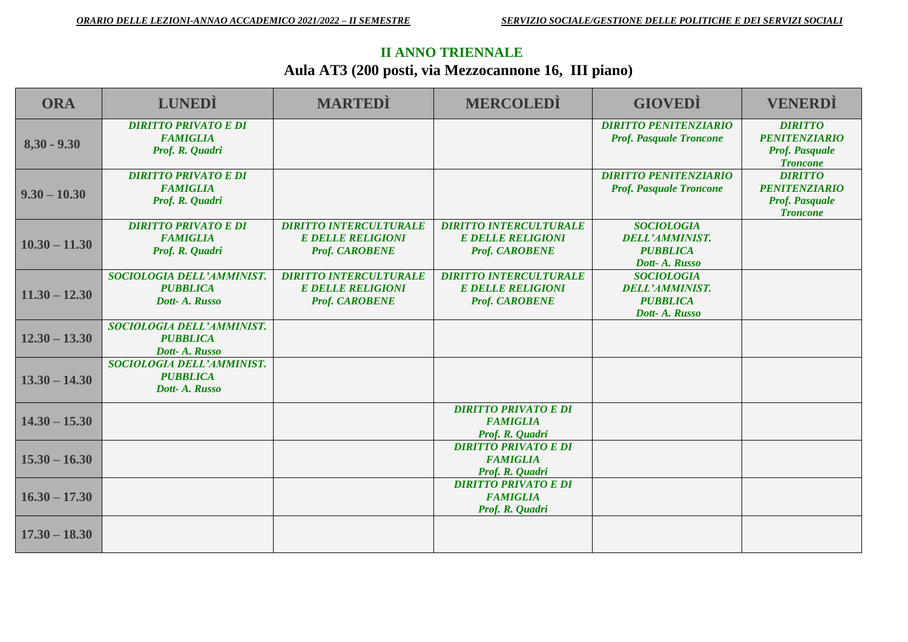## II ANNO TRIENNALE

### Aula AT3 (200 posti, via Mezzocannone 16, III piano)

| ORA | LUNEDÌ | MARTEDÌ | MERCOLEDÌ | GIOVEDÌ | VENERDÌ |
|---|---|---|---|---|---|
| 8,30 - 9.30 | *DIRITTO PRIVATO E DI FAMIGLIA Prof. R. Quadri* | | | *DIRITTO PENITENZIARIO Prof. Pasquale Troncone* | *DIRITTO PENITENZIARIO Prof. Pasquale Troncone* |
| 9.30 – 10.30 | *DIRITTO PRIVATO E DI FAMIGLIA Prof. R. Quadri* | | | *DIRITTO PENITENZIARIO Prof. Pasquale Troncone* | *DIRITTO PENITENZIARIO Prof. Pasquale Troncone* |
| 10.30 – 11.30 | *DIRITTO PRIVATO E DI FAMIGLIA Prof. R. Quadri* | *DIRITTO INTERCULTURALE E DELLE RELIGIONI Prof. CAROBENE* | *DIRITTO INTERCULTURALE E DELLE RELIGIONI Prof. CAROBENE* | *SOCIOLOGIA DELL'AMMINIST. PUBBLICA Dott- A. Russo* | |
| 11.30 – 12.30 | *SOCIOLOGIA DELL'AMMINIST. PUBBLICA Dott- A. Russo* | *DIRITTO INTERCULTURALE E DELLE RELIGIONI Prof. CAROBENE* | *DIRITTO INTERCULTURALE E DELLE RELIGIONI Prof. CAROBENE* | *SOCIOLOGIA DELL'AMMINIST. PUBBLICA Dott- A. Russo* | |
| 12.30 – 13.30 | *SOCIOLOGIA DELL'AMMINIST. PUBBLICA Dott- A. Russo* | | | | |
| 13.30 – 14.30 | *SOCIOLOGIA DELL'AMMINIST. PUBBLICA Dott- A. Russo* | | | | |
| 14.30 – 15.30 | | | *DIRITTO PRIVATO E DI FAMIGLIA Prof. R. Quadri* | | |
| 15.30 – 16.30 | | | *DIRITTO PRIVATO E DI FAMIGLIA Prof. R. Quadri* | | |
| 16.30 – 17.30 | | | *DIRITTO PRIVATO E DI FAMIGLIA Prof. R. Quadri* | | |
| 17.30 – 18.30 | | | | | |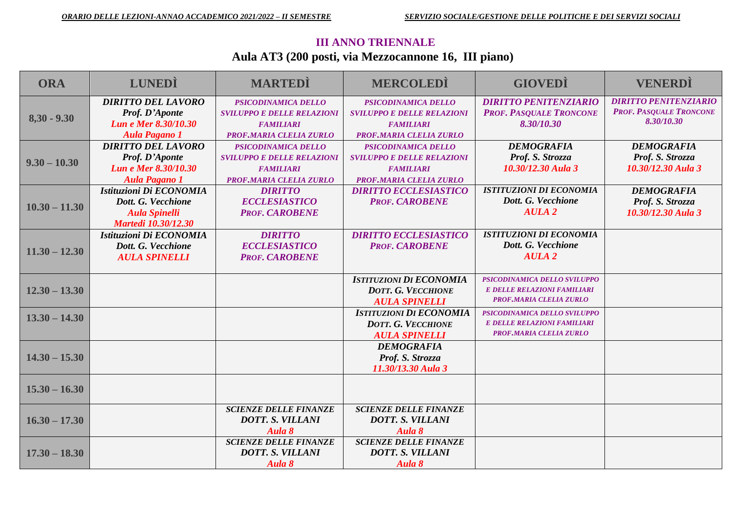*ORARIO DELLE LEZIONI-ANNAO ACCADEMICO 2021/2022 – II SEMESTRE* *SERVIZIO SOCIALE/GESTIONE DELLE POLITICHE E DEI SERVIZI SOCIALI*

## III ANNO TRIENNALE

### Aula AT3 (200 posti, via Mezzocannone 16, III piano)

| ORA | LUNEDÌ | MARTEDÌ | MERCOLEDÌ | GIOVEDÌ | VENERDÌ |
|---|---|---|---|---|---|
| 8,30 - 9.30 | *DIRITTO DEL LAVORO Prof. D'Aponte Lun e Mer 8.30/10.30 Aula Pagano 1* | *PSICODINAMICA DELLO SVILUPPO E DELLE RELAZIONI FAMILIARI PROF.MARIA CLELIA ZURLO* | *PSICODINAMICA DELLO SVILUPPO E DELLE RELAZIONI FAMILIARI PROF.MARIA CLELIA ZURLO* | *DIRITTO PENITENZIARIO PROF. PASQUALE TRONCONE 8.30/10.30* | *DIRITTO PENITENZIARIO PROF. PASQUALE TRONCONE 8.30/10.30* |
| 9.30 – 10.30 | *DIRITTO DEL LAVORO Prof. D'Aponte Lun e Mer 8.30/10.30 Aula Pagano 1* | *PSICODINAMICA DELLO SVILUPPO E DELLE RELAZIONI FAMILIARI PROF.MARIA CLELIA ZURLO* | *PSICODINAMICA DELLO SVILUPPO E DELLE RELAZIONI FAMILIARI PROF.MARIA CLELIA ZURLO* | *DEMOGRAFIA Prof. S. Strozza 10.30/12.30 Aula 3* | *DEMOGRAFIA Prof. S. Strozza 10.30/12.30 Aula 3* |
| 10.30 – 11.30 | *Istituzioni Di ECONOMIA Dott. G. Vecchione Aula Spinelli Martedì 10.30/12.30* | *DIRITTO ECCLESIASTICO PROF. CAROBENE* | *DIRITTO ECCLESIASTICO PROF. CAROBENE* | *ISTITUZIONI DI ECONOMIA Dott. G. Vecchione AULA 2* | *DEMOGRAFIA Prof. S. Strozza 10.30/12.30 Aula 3* |
| 11.30 – 12.30 | *Istituzioni Di ECONOMIA Dott. G. Vecchione AULA SPINELLI* | *DIRITTO ECCLESIASTICO PROF. CAROBENE* | *DIRITTO ECCLESIASTICO PROF. CAROBENE* | *ISTITUZIONI DI ECONOMIA Dott. G. Vecchione AULA 2* | |
| 12.30 – 13.30 | | | *ISTITUZIONI DI ECONOMIA DOTT. G. VECCHIONE AULA SPINELLI* | *PSICODINAMICA DELLO SVILUPPO E DELLE RELAZIONI FAMILIARI PROF.MARIA CLELIA ZURLO* | |
| 13.30 – 14.30 | | | *ISTITUZIONI DI ECONOMIA DOTT. G. VECCHIONE AULA SPINELLI* | *PSICODINAMICA DELLO SVILUPPO E DELLE RELAZIONI FAMILIARI PROF.MARIA CLELIA ZURLO* | |
| 14.30 – 15.30 | | | *DEMOGRAFIA Prof. S. Strozza 11.30/13.30 Aula 3* | | |
| 15.30 – 16.30 | | | | | |
| 16.30 – 17.30 | | *SCIENZE DELLE FINANZE DOTT. S. VILLANI Aula 8* | *SCIENZE DELLE FINANZE DOTT. S. VILLANI Aula 8* | | |
| 17.30 – 18.30 | | *SCIENZE DELLE FINANZE DOTT. S. VILLANI Aula 8* | *SCIENZE DELLE FINANZE DOTT. S. VILLANI Aula 8* | | |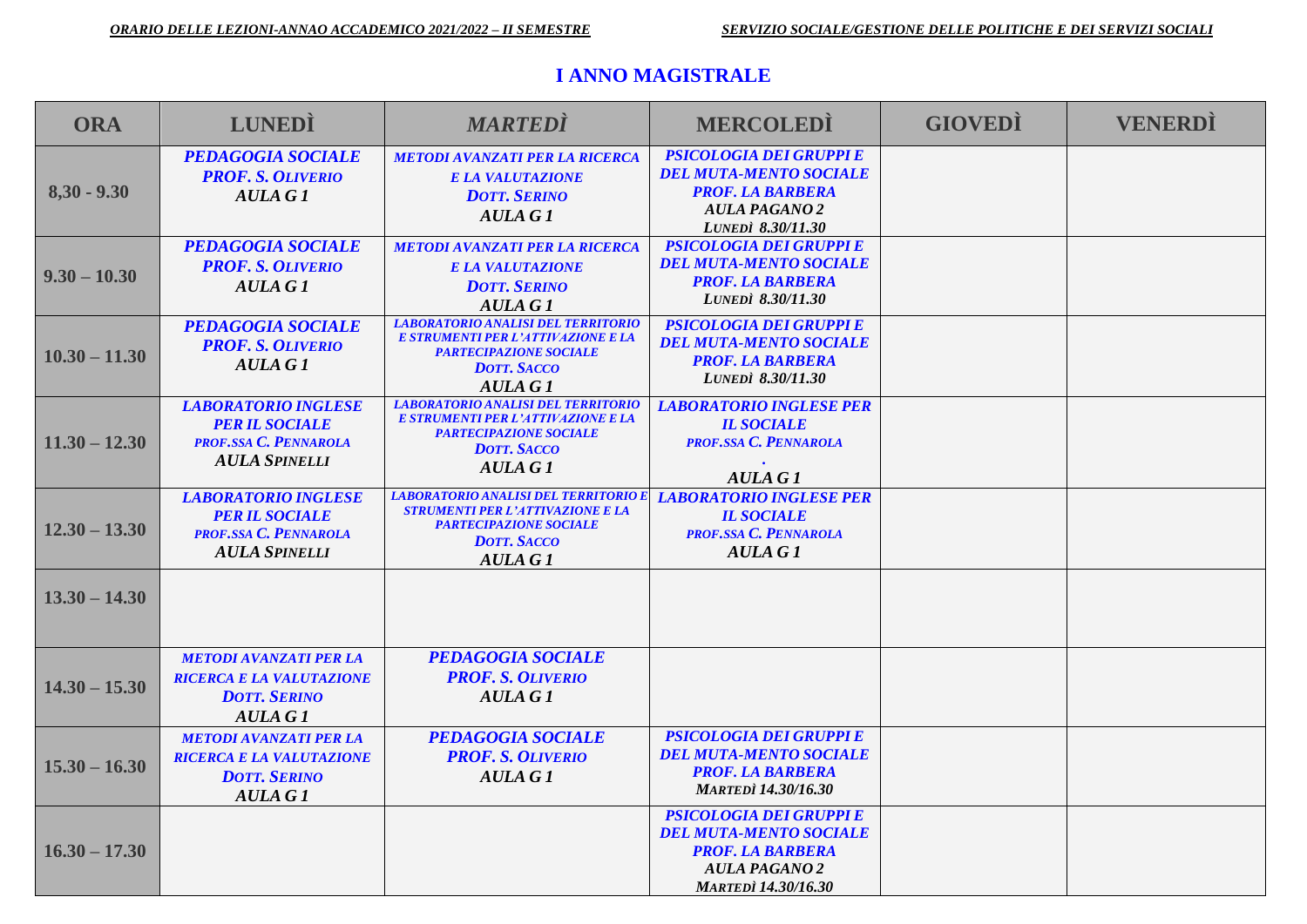*ORARIO DELLE LEZIONI-ANNAO ACCADEMICO 2021/2022 – II SEMESTRE* | *SERVIZIO SOCIALE/GESTIONE DELLE POLITICHE E DEI SERVIZI SOCIALI*

## I ANNO MAGISTRALE

| ORA | LUNEDÌ | MARTEDÌ | MERCOLEDÌ | GIOVEDÌ | VENERDÌ |
|---|---|---|---|---|---|
| 8,30 - 9.30 | *PEDAGOGIA SOCIALE PROF. S. OLIVERIO AULA G 1* | *METODI AVANZATI PER LA RICERCA E LA VALUTAZIONE DOTT. SERINO AULA G 1* | *PSICOLOGIA DEI GRUPPI E DEL MUTA-MENTO SOCIALE PROF. LA BARBERA AULA PAGANO 2 LUNEDÌ 8.30/11.30* | | |
| 9.30 – 10.30 | *PEDAGOGIA SOCIALE PROF. S. OLIVERIO AULA G 1* | *METODI AVANZATI PER LA RICERCA E LA VALUTAZIONE DOTT. SERINO AULA G 1* | *PSICOLOGIA DEI GRUPPI E DEL MUTA-MENTO SOCIALE PROF. LA BARBERA LUNEDÌ 8.30/11.30* | | |
| 10.30 – 11.30 | *PEDAGOGIA SOCIALE PROF. S. OLIVERIO AULA G 1* | *LABORATORIO ANALISI DEL TERRITORIO E STRUMENTI PER L'ATTIVAZIONE E LA PARTECIPAZIONE SOCIALE DOTT. SACCO AULA G 1* | *PSICOLOGIA DEI GRUPPI E DEL MUTA-MENTO SOCIALE PROF. LA BARBERA LUNEDÌ 8.30/11.30* | | |
| 11.30 – 12.30 | *LABORATORIO INGLESE PER IL SOCIALE PROF.SSA C. PENNAROLA AULA SPINELLI* | *LABORATORIO ANALISI DEL TERRITORIO E STRUMENTI PER L'ATTIVAZIONE E LA PARTECIPAZIONE SOCIALE DOTT. SACCO AULA G 1* | *LABORATORIO INGLESE PER IL SOCIALE PROF.SSA C. PENNAROLA . AULA G 1* | | |
| 12.30 – 13.30 | *LABORATORIO INGLESE PER IL SOCIALE PROF.SSA C. PENNAROLA AULA SPINELLI* | *LABORATORIO ANALISI DEL TERRITORIO E STRUMENTI PER L'ATTIVAZIONE E LA PARTECIPAZIONE SOCIALE DOTT. SACCO AULA G 1* | *LABORATORIO INGLESE PER IL SOCIALE PROF.SSA C. PENNAROLA AULA G 1* | | |
| 13.30 – 14.30 | | | | | |
| 14.30 – 15.30 | *METODI AVANZATI PER LA RICERCA E LA VALUTAZIONE DOTT. SERINO AULA G 1* | *PEDAGOGIA SOCIALE PROF. S. OLIVERIO AULA G 1* | | | |
| 15.30 – 16.30 | *METODI AVANZATI PER LA RICERCA E LA VALUTAZIONE DOTT. SERINO AULA G 1* | *PEDAGOGIA SOCIALE PROF. S. OLIVERIO AULA G 1* | *PSICOLOGIA DEI GRUPPI E DEL MUTA-MENTO SOCIALE PROF. LA BARBERA MARTEDÌ 14.30/16.30* | | |
| 16.30 – 17.30 | | | *PSICOLOGIA DEI GRUPPI E DEL MUTA-MENTO SOCIALE PROF. LA BARBERA AULA PAGANO 2 MARTEDÌ 14.30/16.30* | | |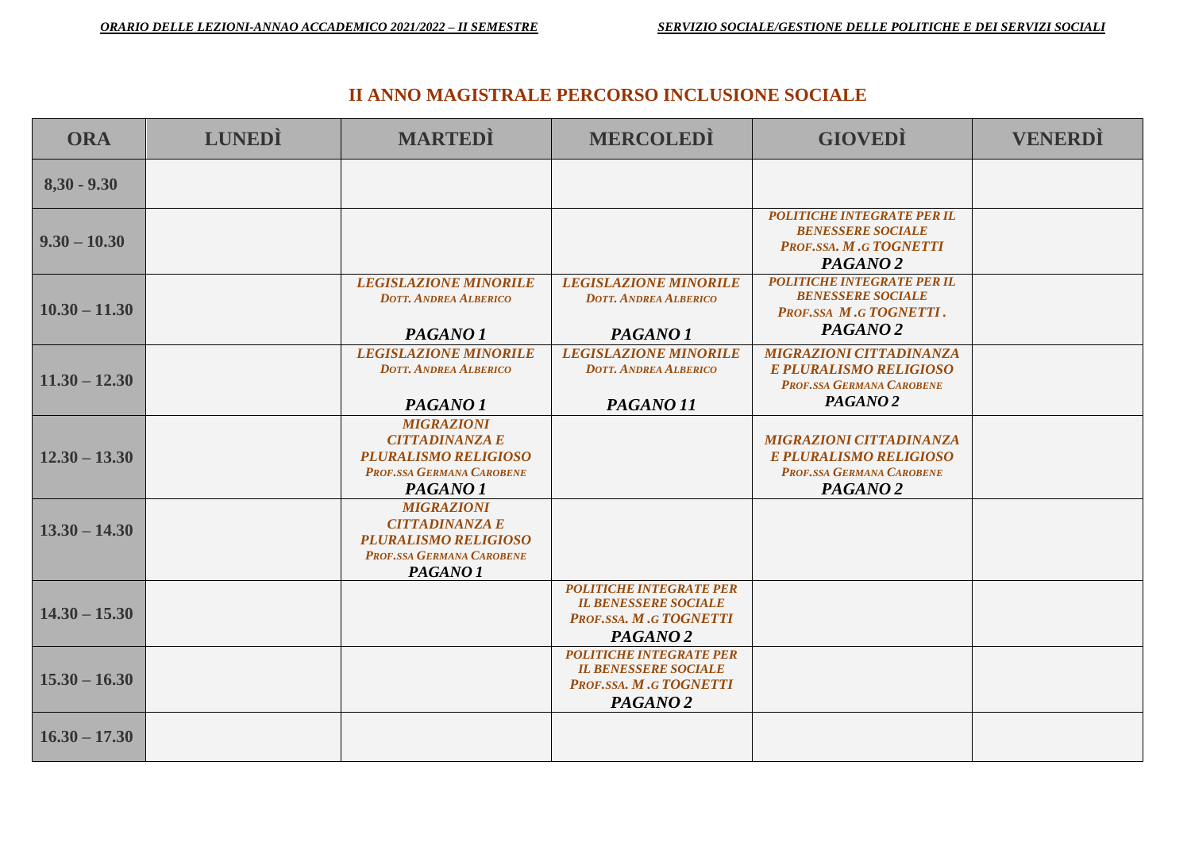## II ANNO MAGISTRALE PERCORSO INCLUSIONE SOCIALE

| ORA | LUNEDÌ | MARTEDÌ | MERCOLEDÌ | GIOVEDÌ | VENERDÌ |
|---|---|---|---|---|---|
| 8,30 - 9.30 | | | | | |
| 9.30 – 10.30 | | | | *POLITICHE INTEGRATE PER IL BENESSERE SOCIALE* *PROF.SSA. M .G TOGNETTI* ***PAGANO 2*** | |
| 10.30 – 11.30 | | *LEGISLAZIONE MINORILE* *DOTT. ANDREA ALBERICO* ***PAGANO 1*** | *LEGISLAZIONE MINORILE* *DOTT. ANDREA ALBERICO* ***PAGANO 1*** | *POLITICHE INTEGRATE PER IL BENESSERE SOCIALE* *PROF.SSA M .G TOGNETTI .* ***PAGANO 2*** | |
| 11.30 – 12.30 | | *LEGISLAZIONE MINORILE* *DOTT. ANDREA ALBERICO* ***PAGANO 1*** | *LEGISLAZIONE MINORILE* *DOTT. ANDREA ALBERICO* ***PAGANO 11*** | *MIGRAZIONI CITTADINANZA E PLURALISMO RELIGIOSO* *PROF.SSA GERMANA CAROBENE* ***PAGANO 2*** | |
| 12.30 – 13.30 | | *MIGRAZIONI CITTADINANZA E PLURALISMO RELIGIOSO* *PROF.SSA GERMANA CAROBENE* ***PAGANO 1*** | | *MIGRAZIONI CITTADINANZA E PLURALISMO RELIGIOSO* *PROF.SSA GERMANA CAROBENE* ***PAGANO 2*** | |
| 13.30 – 14.30 | | *MIGRAZIONI CITTADINANZA E PLURALISMO RELIGIOSO* *PROF.SSA GERMANA CAROBENE* ***PAGANO 1*** | | | |
| 14.30 – 15.30 | | | *POLITICHE INTEGRATE PER IL BENESSERE SOCIALE* *PROF.SSA. M .G TOGNETTI* ***PAGANO 2*** | | |
| 15.30 – 16.30 | | | *POLITICHE INTEGRATE PER IL BENESSERE SOCIALE* *PROF.SSA. M .G TOGNETTI* ***PAGANO 2*** | | |
| 16.30 – 17.30 | | | | | |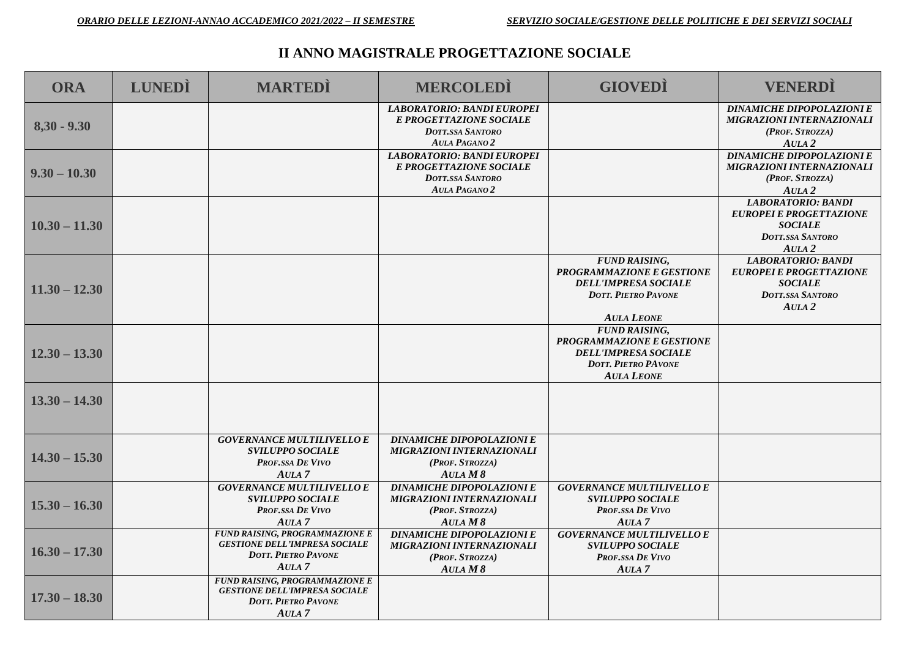*ORARIO DELLE LEZIONI-ANNAO ACCADEMICO 2021/2022 – II SEMESTRE* *SERVIZIO SOCIALE/GESTIONE DELLE POLITICHE E DEI SERVIZI SOCIALI*

## II ANNO MAGISTRALE PROGETTAZIONE SOCIALE

| ORA | LUNEDÌ | MARTEDÌ | MERCOLEDÌ | GIOVEDÌ | VENERDÌ |
|---|---|---|---|---|---|
| 8,30 - 9.30 | | | *LABORATORIO: BANDI EUROPEI E PROGETTAZIONE SOCIALE* *DOTT.SSA SANTORO* *AULA PAGANO 2* | | *DINAMICHE DIPOPOLAZIONI E MIGRAZIONI INTERNAZIONALI* *(PROF. STROZZA)* *AULA 2* |
| 9.30 – 10.30 | | | *LABORATORIO: BANDI EUROPEI E PROGETTAZIONE SOCIALE* *DOTT.SSA SANTORO* *AULA PAGANO 2* | | *DINAMICHE DIPOPOLAZIONI E MIGRAZIONI INTERNAZIONALI* *(PROF. STROZZA)* *AULA 2* |
| 10.30 – 11.30 | | | | | *LABORATORIO: BANDI EUROPEI E PROGETTAZIONE SOCIALE* *DOTT.SSA SANTORO* *AULA 2* |
| 11.30 – 12.30 | | | | *FUND RAISING, PROGRAMMAZIONE E GESTIONE DELL'IMPRESA SOCIALE* *DOTT. PIETRO PAVONE* *AULA LEONE* | *LABORATORIO: BANDI EUROPEI E PROGETTAZIONE SOCIALE* *DOTT.SSA SANTORO* *AULA 2* |
| 12.30 – 13.30 | | | | *FUND RAISING, PROGRAMMAZIONE E GESTIONE DELL'IMPRESA SOCIALE* *DOTT. PIETRO PAVONE* *AULA LEONE* | |
| 13.30 – 14.30 | | | | | |
| 14.30 – 15.30 | | *GOVERNANCE MULTILIVELLO E SVILUPPO SOCIALE* *PROF.SSA DE VIVO* *AULA 7* | *DINAMICHE DIPOPOLAZIONI E MIGRAZIONI INTERNAZIONALI* *(PROF. STROZZA)* *AULA M 8* | | |
| 15.30 – 16.30 | | *GOVERNANCE MULTILIVELLO E SVILUPPO SOCIALE* *PROF.SSA DE VIVO* *AULA 7* | *DINAMICHE DIPOPOLAZIONI E MIGRAZIONI INTERNAZIONALI* *(PROF. STROZZA)* *AULA M 8* | *GOVERNANCE MULTILIVELLO E SVILUPPO SOCIALE* *PROF.SSA DE VIVO* *AULA 7* | |
| 16.30 – 17.30 | | *FUND RAISING, PROGRAMMAZIONE E GESTIONE DELL'IMPRESA SOCIALE* *DOTT. PIETRO PAVONE* *AULA 7* | *DINAMICHE DIPOPOLAZIONI E MIGRAZIONI INTERNAZIONALI* *(PROF. STROZZA)* *AULA M 8* | *GOVERNANCE MULTILIVELLO E SVILUPPO SOCIALE* *PROF.SSA DE VIVO* *AULA 7* | |
| 17.30 – 18.30 | | *FUND RAISING, PROGRAMMAZIONE E GESTIONE DELL'IMPRESA SOCIALE* *DOTT. PIETRO PAVONE* *AULA 7* | | | |